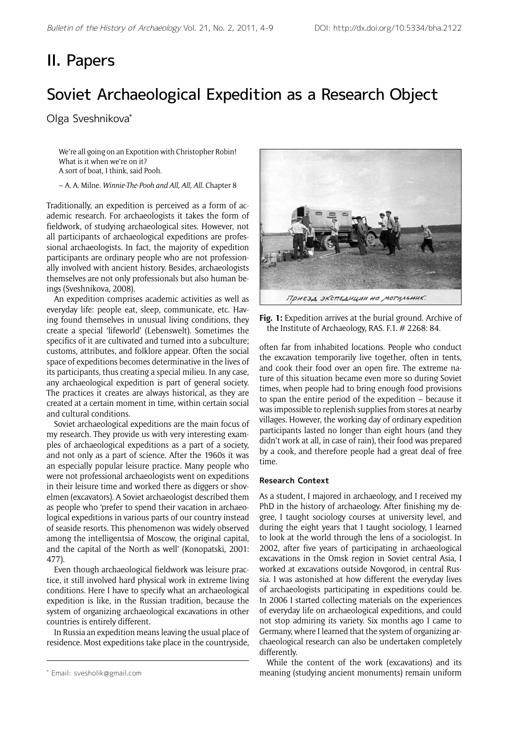# II. Papers

# Soviet Archaeological Expedition as a Research Object

Olga Sveshnikova*

> We're all going on an Expotition with Christopher Robin!
> What is it when we're on it?
> A sort of boat, I think, said Pooh.
>
> – A. A. Milne. *Winnie-The-Pooh and All, All, All*. Chapter 8

Traditionally, an expedition is perceived as a form of academic research. For archaeologists it takes the form of fieldwork, of studying archaeological sites. However, not all participants of archaeological expeditions are professional archaeologists. In fact, the majority of expedition participants are ordinary people who are not professionally involved with ancient history. Besides, archaeologists themselves are not only professionals but also human beings (Sveshnikova, 2008).

An expedition comprises academic activities as well as everyday life: people eat, sleep, communicate, etc. Having found themselves in unusual living conditions, they create a special 'lifeworld' (Lebenswelt). Sometimes the specifics of it are cultivated and turned into a subculture; customs, attributes, and folklore appear. Often the social space of expeditions becomes determinative in the lives of its participants, thus creating a special milieu. In any case, any archaeological expedition is part of general society. The practices it creates are always historical, as they are created at a certain moment in time, within certain social and cultural conditions.

Soviet archaeological expeditions are the main focus of my research. They provide us with very interesting examples of archaeological expeditions as a part of a society, and not only as a part of science. After the 1960s it was an especially popular leisure practice. Many people who were not professional archaeologists went on expeditions in their leisure time and worked there as diggers or shovelmen (excavators). A Soviet archaeologist described them as people who 'prefer to spend their vacation in archaeological expeditions in various parts of our country instead of seaside resorts. This phenomenon was widely observed among the intelligentsia of Moscow, the original capital, and the capital of the North as well' (Konopatski, 2001: 477).

Even though archaeological fieldwork was leisure practice, it still involved hard physical work in extreme living conditions. Here I have to specify what an archaeological expedition is like, in the Russian tradition, because the system of organizing archaeological excavations in other countries is entirely different.

In Russia an expedition means leaving the usual place of residence. Most expeditions take place in the countryside, often far from inhabited locations. People who conduct the excavation temporarily live together, often in tents, and cook their food over an open fire. The extreme nature of this situation became even more so during Soviet times, when people had to bring enough food provisions to span the entire period of the expedition – because it was impossible to replenish supplies from stores at nearby villages. However, the working day of ordinary expedition participants lasted no longer than eight hours (and they didn't work at all, in case of rain), their food was prepared by a cook, and therefore people had a great deal of free time.

Приезд экспедиции на могильник.

**Fig. 1:** Expedition arrives at the burial ground. Archive of the Institute of Archaeology, RAS. F.1. # 2268: 84.

### Research Context

As a student, I majored in archaeology, and I received my PhD in the history of archaeology. After finishing my degree, I taught sociology courses at university level, and during the eight years that I taught sociology, I learned to look at the world through the lens of a sociologist. In 2002, after five years of participating in archaeological excavations in the Omsk region in Soviet central Asia, I worked at excavations outside Novgorod, in central Russia. I was astonished at how different the everyday lives of archaeologists participating in expeditions could be. In 2006 I started collecting materials on the experiences of everyday life on archaeological expeditions, and could not stop admiring its variety. Six months ago I came to Germany, where I learned that the system of organizing archaeological research can also be undertaken completely differently.

While the content of the work (excavations) and its meaning (studying ancient monuments) remain uniform

* Email: svesholik@gmail.com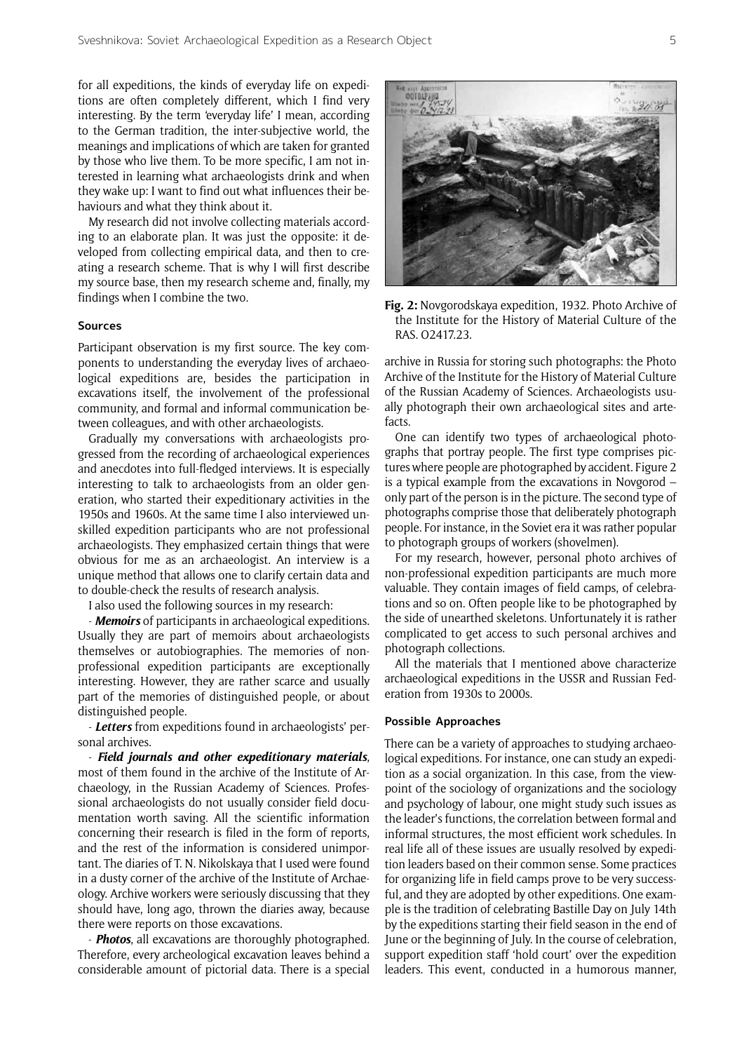for all expeditions, the kinds of everyday life on expeditions are often completely different, which I find very interesting. By the term 'everyday life' I mean, according to the German tradition, the inter-subjective world, the meanings and implications of which are taken for granted by those who live them. To be more specific, I am not interested in learning what archaeologists drink and when they wake up: I want to find out what influences their behaviours and what they think about it.

My research did not involve collecting materials according to an elaborate plan. It was just the opposite: it developed from collecting empirical data, and then to creating a research scheme. That is why I will first describe my source base, then my research scheme and, finally, my findings when I combine the two.

### Sources

Participant observation is my first source. The key components to understanding the everyday lives of archaeological expeditions are, besides the participation in excavations itself, the involvement of the professional community, and formal and informal communication between colleagues, and with other archaeologists.

Gradually my conversations with archaeologists progressed from the recording of archaeological experiences and anecdotes into full-fledged interviews. It is especially interesting to talk to archaeologists from an older generation, who started their expeditionary activities in the 1950s and 1960s. At the same time I also interviewed unskilled expedition participants who are not professional archaeologists. They emphasized certain things that were obvious for me as an archaeologist. An interview is a unique method that allows one to clarify certain data and to double-check the results of research analysis.

I also used the following sources in my research:

- ***Memoirs*** of participants in archaeological expeditions. Usually they are part of memoirs about archaeologists themselves or autobiographies. The memories of non-professional expedition participants are exceptionally interesting. However, they are rather scarce and usually part of the memories of distinguished people, or about distinguished people.

- ***Letters*** from expeditions found in archaeologists' personal archives.

- ***Field journals and other expeditionary materials***, most of them found in the archive of the Institute of Archaeology, in the Russian Academy of Sciences. Professional archaeologists do not usually consider field documentation worth saving. All the scientific information concerning their research is filed in the form of reports, and the rest of the information is considered unimportant. The diaries of T. N. Nikolskaya that I used were found in a dusty corner of the archive of the Institute of Archaeology. Archive workers were seriously discussing that they should have, long ago, thrown the diaries away, because there were reports on those excavations.

- ***Photos***, all excavations are thoroughly photographed. Therefore, every archeological excavation leaves behind a considerable amount of pictorial data. There is a special archive in Russia for storing such photographs: the Photo Archive of the Institute for the History of Material Culture of the Russian Academy of Sciences. Archaeologists usually photograph their own archaeological sites and artefacts.

**Fig. 2:** Novgorodskaya expedition, 1932. Photo Archive of the Institute for the History of Material Culture of the RAS. O2417.23.

One can identify two types of archaeological photographs that portray people. The first type comprises pictures where people are photographed by accident. Figure 2 is a typical example from the excavations in Novgorod – only part of the person is in the picture. The second type of photographs comprise those that deliberately photograph people. For instance, in the Soviet era it was rather popular to photograph groups of workers (shovelmen).

For my research, however, personal photo archives of non-professional expedition participants are much more valuable. They contain images of field camps, of celebrations and so on. Often people like to be photographed by the side of unearthed skeletons. Unfortunately it is rather complicated to get access to such personal archives and photograph collections.

All the materials that I mentioned above characterize archaeological expeditions in the USSR and Russian Federation from 1930s to 2000s.

### Possible Approaches

There can be a variety of approaches to studying archaeological expeditions. For instance, one can study an expedition as a social organization. In this case, from the viewpoint of the sociology of organizations and the sociology and psychology of labour, one might study such issues as the leader's functions, the correlation between formal and informal structures, the most efficient work schedules. In real life all of these issues are usually resolved by expedition leaders based on their common sense. Some practices for organizing life in field camps prove to be very successful, and they are adopted by other expeditions. One example is the tradition of celebrating Bastille Day on July 14th by the expeditions starting their field season in the end of June or the beginning of July. In the course of celebration, support expedition staff 'hold court' over the expedition leaders. This event, conducted in a humorous manner,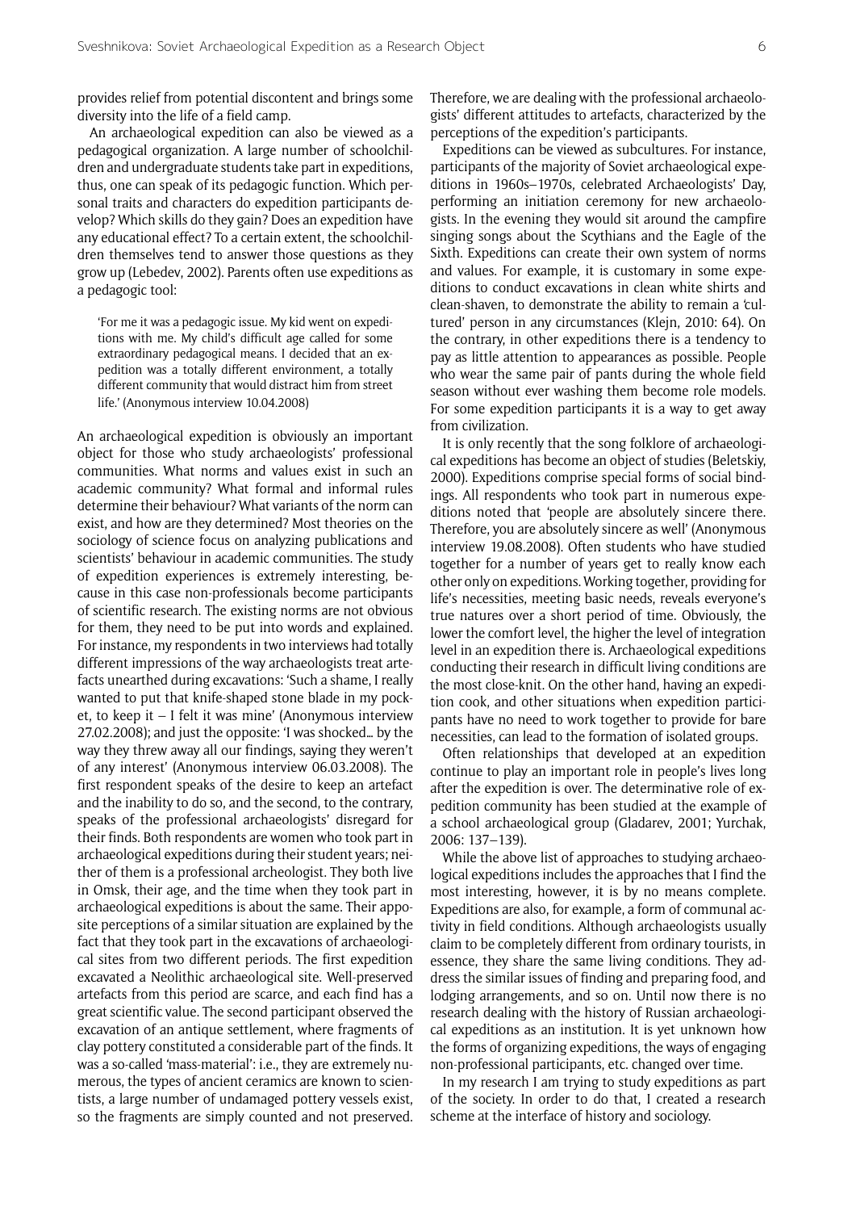provides relief from potential discontent and brings some diversity into the life of a field camp.

An archaeological expedition can also be viewed as a pedagogical organization. A large number of schoolchildren and undergraduate students take part in expeditions, thus, one can speak of its pedagogic function. Which personal traits and characters do expedition participants develop? Which skills do they gain? Does an expedition have any educational effect? To a certain extent, the schoolchildren themselves tend to answer those questions as they grow up (Lebedev, 2002). Parents often use expeditions as a pedagogic tool:

> 'For me it was a pedagogic issue. My kid went on expeditions with me. My child's difficult age called for some extraordinary pedagogical means. I decided that an expedition was a totally different environment, a totally different community that would distract him from street life.' (Anonymous interview 10.04.2008)

An archaeological expedition is obviously an important object for those who study archaeologists' professional communities. What norms and values exist in such an academic community? What formal and informal rules determine their behaviour? What variants of the norm can exist, and how are they determined? Most theories on the sociology of science focus on analyzing publications and scientists' behaviour in academic communities. The study of expedition experiences is extremely interesting, because in this case non-professionals become participants of scientific research. The existing norms are not obvious for them, they need to be put into words and explained. For instance, my respondents in two interviews had totally different impressions of the way archaeologists treat artefacts unearthed during excavations: 'Such a shame, I really wanted to put that knife-shaped stone blade in my pocket, to keep it – I felt it was mine' (Anonymous interview 27.02.2008); and just the opposite: 'I was shocked… by the way they threw away all our findings, saying they weren't of any interest' (Anonymous interview 06.03.2008). The first respondent speaks of the desire to keep an artefact and the inability to do so, and the second, to the contrary, speaks of the professional archaeologists' disregard for their finds. Both respondents are women who took part in archaeological expeditions during their student years; neither of them is a professional archeologist. They both live in Omsk, their age, and the time when they took part in archaeological expeditions is about the same. Their apposite perceptions of a similar situation are explained by the fact that they took part in the excavations of archaeological sites from two different periods. The first expedition excavated a Neolithic archaeological site. Well-preserved artefacts from this period are scarce, and each find has a great scientific value. The second participant observed the excavation of an antique settlement, where fragments of clay pottery constituted a considerable part of the finds. It was a so-called 'mass-material': i.e., they are extremely numerous, the types of ancient ceramics are known to scientists, a large number of undamaged pottery vessels exist, so the fragments are simply counted and not preserved. Therefore, we are dealing with the professional archaeologists' different attitudes to artefacts, characterized by the perceptions of the expedition's participants.

Expeditions can be viewed as subcultures. For instance, participants of the majority of Soviet archaeological expeditions in 1960s–1970s, celebrated Archaeologists' Day, performing an initiation ceremony for new archaeologists. In the evening they would sit around the campfire singing songs about the Scythians and the Eagle of the Sixth. Expeditions can create their own system of norms and values. For example, it is customary in some expeditions to conduct excavations in clean white shirts and clean-shaven, to demonstrate the ability to remain a 'cultured' person in any circumstances (Klejn, 2010: 64). On the contrary, in other expeditions there is a tendency to pay as little attention to appearances as possible. People who wear the same pair of pants during the whole field season without ever washing them become role models. For some expedition participants it is a way to get away from civilization.

It is only recently that the song folklore of archaeological expeditions has become an object of studies (Beletskiy, 2000). Expeditions comprise special forms of social bindings. All respondents who took part in numerous expeditions noted that 'people are absolutely sincere there. Therefore, you are absolutely sincere as well' (Anonymous interview 19.08.2008). Often students who have studied together for a number of years get to really know each other only on expeditions. Working together, providing for life's necessities, meeting basic needs, reveals everyone's true natures over a short period of time. Obviously, the lower the comfort level, the higher the level of integration level in an expedition there is. Archaeological expeditions conducting their research in difficult living conditions are the most close-knit. On the other hand, having an expedition cook, and other situations when expedition participants have no need to work together to provide for bare necessities, can lead to the formation of isolated groups.

Often relationships that developed at an expedition continue to play an important role in people's lives long after the expedition is over. The determinative role of expedition community has been studied at the example of a school archaeological group (Gladarev, 2001; Yurchak, 2006: 137–139).

While the above list of approaches to studying archaeological expeditions includes the approaches that I find the most interesting, however, it is by no means complete. Expeditions are also, for example, a form of communal activity in field conditions. Although archaeologists usually claim to be completely different from ordinary tourists, in essence, they share the same living conditions. They address the similar issues of finding and preparing food, and lodging arrangements, and so on. Until now there is no research dealing with the history of Russian archaeological expeditions as an institution. It is yet unknown how the forms of organizing expeditions, the ways of engaging non-professional participants, etc. changed over time.

In my research I am trying to study expeditions as part of the society. In order to do that, I created a research scheme at the interface of history and sociology.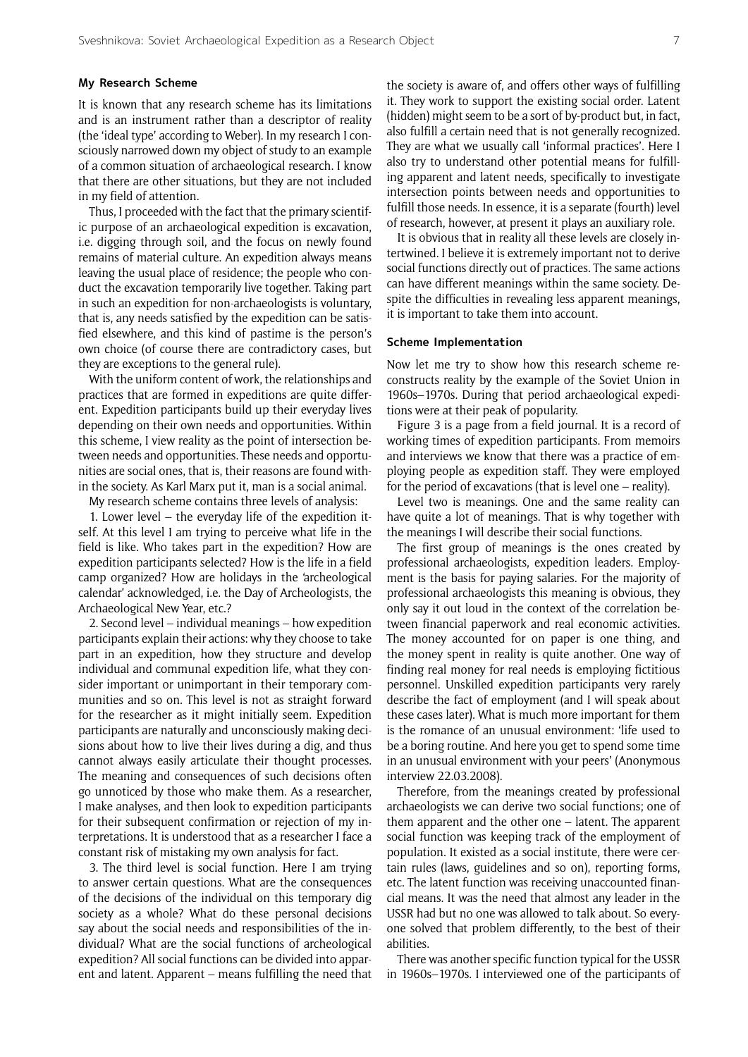### My Research Scheme

It is known that any research scheme has its limitations and is an instrument rather than a descriptor of reality (the 'ideal type' according to Weber). In my research I consciously narrowed down my object of study to an example of a common situation of archaeological research. I know that there are other situations, but they are not included in my field of attention.

Thus, I proceeded with the fact that the primary scientific purpose of an archaeological expedition is excavation, i.e. digging through soil, and the focus on newly found remains of material culture. An expedition always means leaving the usual place of residence; the people who conduct the excavation temporarily live together. Taking part in such an expedition for non-archaeologists is voluntary, that is, any needs satisfied by the expedition can be satisfied elsewhere, and this kind of pastime is the person's own choice (of course there are contradictory cases, but they are exceptions to the general rule).

With the uniform content of work, the relationships and practices that are formed in expeditions are quite different. Expedition participants build up their everyday lives depending on their own needs and opportunities. Within this scheme, I view reality as the point of intersection between needs and opportunities. These needs and opportunities are social ones, that is, their reasons are found within the society. As Karl Marx put it, man is a social animal.

My research scheme contains three levels of analysis:

1. Lower level – the everyday life of the expedition itself. At this level I am trying to perceive what life in the field is like. Who takes part in the expedition? How are expedition participants selected? How is the life in a field camp organized? How are holidays in the 'archeological calendar' acknowledged, i.e. the Day of Archeologists, the Archaeological New Year, etc.?

2. Second level – individual meanings – how expedition participants explain their actions: why they choose to take part in an expedition, how they structure and develop individual and communal expedition life, what they consider important or unimportant in their temporary communities and so on. This level is not as straight forward for the researcher as it might initially seem. Expedition participants are naturally and unconsciously making decisions about how to live their lives during a dig, and thus cannot always easily articulate their thought processes. The meaning and consequences of such decisions often go unnoticed by those who make them. As a researcher, I make analyses, and then look to expedition participants for their subsequent confirmation or rejection of my interpretations. It is understood that as a researcher I face a constant risk of mistaking my own analysis for fact.

3. The third level is social function. Here I am trying to answer certain questions. What are the consequences of the decisions of the individual on this temporary dig society as a whole? What do these personal decisions say about the social needs and responsibilities of the individual? What are the social functions of archeological expedition? All social functions can be divided into apparent and latent. Apparent – means fulfilling the need that the society is aware of, and offers other ways of fulfilling it. They work to support the existing social order. Latent (hidden) might seem to be a sort of by-product but, in fact, also fulfill a certain need that is not generally recognized. They are what we usually call 'informal practices'. Here I also try to understand other potential means for fulfilling apparent and latent needs, specifically to investigate intersection points between needs and opportunities to fulfill those needs. In essence, it is a separate (fourth) level of research, however, at present it plays an auxiliary role.

It is obvious that in reality all these levels are closely intertwined. I believe it is extremely important not to derive social functions directly out of practices. The same actions can have different meanings within the same society. Despite the difficulties in revealing less apparent meanings, it is important to take them into account.

### Scheme Implementation

Now let me try to show how this research scheme reconstructs reality by the example of the Soviet Union in 1960s–1970s. During that period archaeological expeditions were at their peak of popularity.

Figure 3 is a page from a field journal. It is a record of working times of expedition participants. From memoirs and interviews we know that there was a practice of employing people as expedition staff. They were employed for the period of excavations (that is level one – reality).

Level two is meanings. One and the same reality can have quite a lot of meanings. That is why together with the meanings I will describe their social functions.

The first group of meanings is the ones created by professional archaeologists, expedition leaders. Employment is the basis for paying salaries. For the majority of professional archaeologists this meaning is obvious, they only say it out loud in the context of the correlation between financial paperwork and real economic activities. The money accounted for on paper is one thing, and the money spent in reality is quite another. One way of finding real money for real needs is employing fictitious personnel. Unskilled expedition participants very rarely describe the fact of employment (and I will speak about these cases later). What is much more important for them is the romance of an unusual environment: 'life used to be a boring routine. And here you get to spend some time in an unusual environment with your peers' (Anonymous interview 22.03.2008).

Therefore, from the meanings created by professional archaeologists we can derive two social functions; one of them apparent and the other one – latent. The apparent social function was keeping track of the employment of population. It existed as a social institute, there were certain rules (laws, guidelines and so on), reporting forms, etc. The latent function was receiving unaccounted financial means. It was the need that almost any leader in the USSR had but no one was allowed to talk about. So everyone solved that problem differently, to the best of their abilities.

There was another specific function typical for the USSR in 1960s–1970s. I interviewed one of the participants of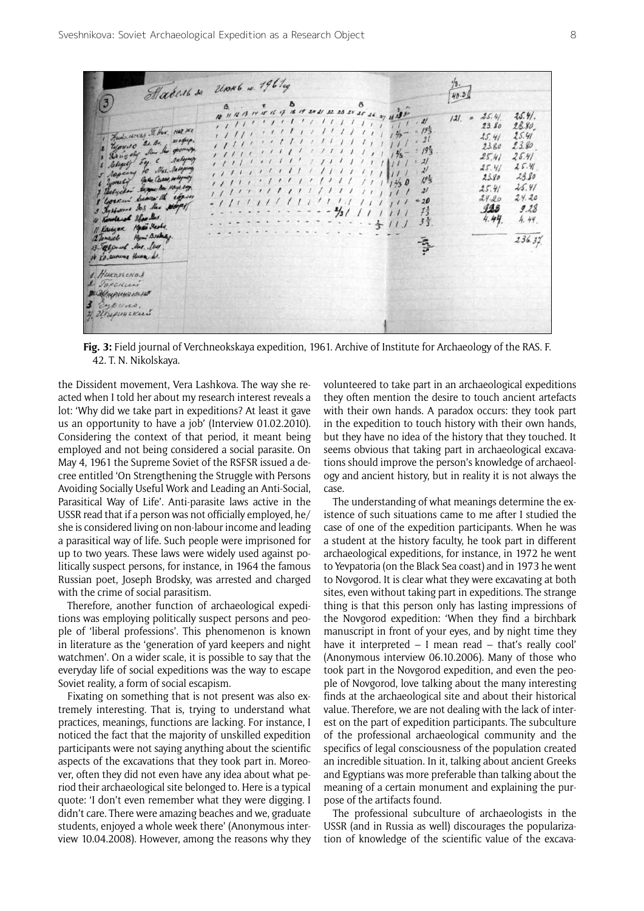**Fig. 3:** Field journal of Verchneokskaya expedition, 1961. Archive of Institute for Archaeology of the RAS. F. 42. T. N. Nikolskaya.

the Dissident movement, Vera Lashkova. The way she reacted when I told her about my research interest reveals a lot: 'Why did we take part in expeditions? At least it gave us an opportunity to have a job' (Interview 01.02.2010). Considering the context of that period, it meant being employed and not being considered a social parasite. On May 4, 1961 the Supreme Soviet of the RSFSR issued a decree entitled 'On Strengthening the Struggle with Persons Avoiding Socially Useful Work and Leading an Anti-Social, Parasitical Way of Life'. Anti-parasite laws active in the USSR read that if a person was not officially employed, he/she is considered living on non-labour income and leading a parasitical way of life. Such people were imprisoned for up to two years. These laws were widely used against politically suspect persons, for instance, in 1964 the famous Russian poet, Joseph Brodsky, was arrested and charged with the crime of social parasitism.

Therefore, another function of archaeological expeditions was employing politically suspect persons and people of 'liberal professions'. This phenomenon is known in literature as the 'generation of yard keepers and night watchmen'. On a wider scale, it is possible to say that the everyday life of social expeditions was the way to escape Soviet reality, a form of social escapism.

Fixating on something that is not present was also extremely interesting. That is, trying to understand what practices, meanings, functions are lacking. For instance, I noticed the fact that the majority of unskilled expedition participants were not saying anything about the scientific aspects of the excavations that they took part in. Moreover, often they did not even have any idea about what period their archaeological site belonged to. Here is a typical quote: 'I don't even remember what they were digging. I didn't care. There were amazing beaches and we, graduate students, enjoyed a whole week there' (Anonymous interview 10.04.2008). However, among the reasons why they volunteered to take part in an archaeological expeditions they often mention the desire to touch ancient artefacts with their own hands. A paradox occurs: they took part in the expedition to touch history with their own hands, but they have no idea of the history that they touched. It seems obvious that taking part in archaeological excavations should improve the person's knowledge of archaeology and ancient history, but in reality it is not always the case.

The understanding of what meanings determine the existence of such situations came to me after I studied the case of one of the expedition participants. When he was a student at the history faculty, he took part in different archaeological expeditions, for instance, in 1972 he went to Yevpatoria (on the Black Sea coast) and in 1973 he went to Novgorod. It is clear what they were excavating at both sites, even without taking part in expeditions. The strange thing is that this person only has lasting impressions of the Novgorod expedition: 'When they find a birchbark manuscript in front of your eyes, and by night time they have it interpreted – I mean read – that's really cool' (Anonymous interview 06.10.2006). Many of those who took part in the Novgorod expedition, and even the people of Novgorod, love talking about the many interesting finds at the archaeological site and about their historical value. Therefore, we are not dealing with the lack of interest on the part of expedition participants. The subculture of the professional archaeological community and the specifics of legal consciousness of the population created an incredible situation. In it, talking about ancient Greeks and Egyptians was more preferable than talking about the meaning of a certain monument and explaining the purpose of the artifacts found.

The professional subculture of archaeologists in the USSR (and in Russia as well) discourages the popularization of knowledge of the scientific value of the excava-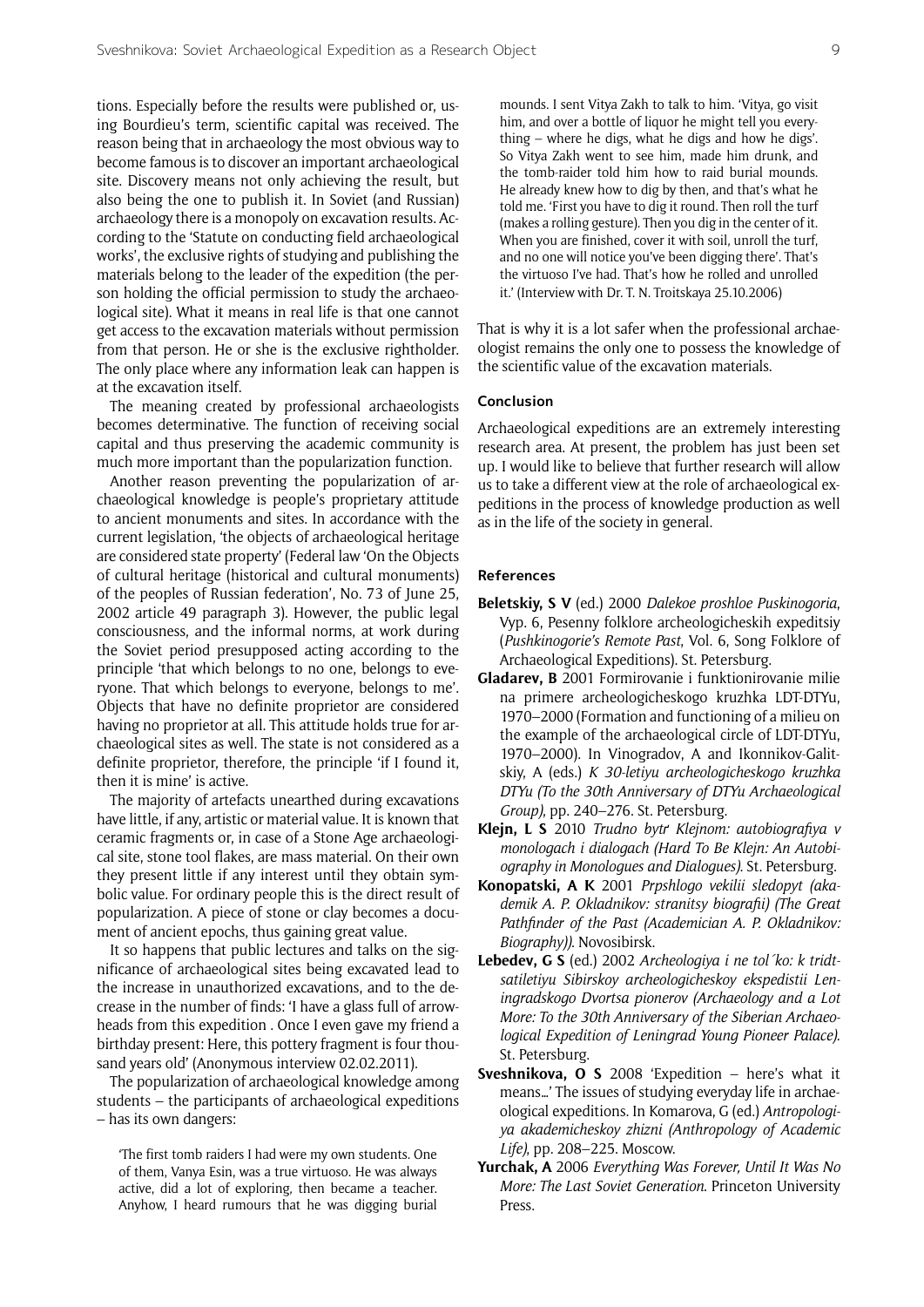tions. Especially before the results were published or, using Bourdieu's term, scientific capital was received. The reason being that in archaeology the most obvious way to become famous is to discover an important archaeological site. Discovery means not only achieving the result, but also being the one to publish it. In Soviet (and Russian) archaeology there is a monopoly on excavation results. According to the 'Statute on conducting field archaeological works', the exclusive rights of studying and publishing the materials belong to the leader of the expedition (the person holding the official permission to study the archaeological site). What it means in real life is that one cannot get access to the excavation materials without permission from that person. He or she is the exclusive rightholder. The only place where any information leak can happen is at the excavation itself.

The meaning created by professional archaeologists becomes determinative. The function of receiving social capital and thus preserving the academic community is much more important than the popularization function.

Another reason preventing the popularization of archaeological knowledge is people's proprietary attitude to ancient monuments and sites. In accordance with the current legislation, 'the objects of archaeological heritage are considered state property' (Federal law 'On the Objects of cultural heritage (historical and cultural monuments) of the peoples of Russian federation', No. 73 of June 25, 2002 article 49 paragraph 3). However, the public legal consciousness, and the informal norms, at work during the Soviet period presupposed acting according to the principle 'that which belongs to no one, belongs to everyone. That which belongs to everyone, belongs to me'. Objects that have no definite proprietor are considered having no proprietor at all. This attitude holds true for archaeological sites as well. The state is not considered as a definite proprietor, therefore, the principle 'if I found it, then it is mine' is active.

The majority of artefacts unearthed during excavations have little, if any, artistic or material value. It is known that ceramic fragments or, in case of a Stone Age archaeological site, stone tool flakes, are mass material. On their own they present little if any interest until they obtain symbolic value. For ordinary people this is the direct result of popularization. A piece of stone or clay becomes a document of ancient epochs, thus gaining great value.

It so happens that public lectures and talks on the significance of archaeological sites being excavated lead to the increase in unauthorized excavations, and to the decrease in the number of finds: 'I have a glass full of arrowheads from this expedition . Once I even gave my friend a birthday present: Here, this pottery fragment is four thousand years old' (Anonymous interview 02.02.2011).

The popularization of archaeological knowledge among students – the participants of archaeological expeditions – has its own dangers:

> 'The first tomb raiders I had were my own students. One of them, Vanya Esin, was a true virtuoso. He was always active, did a lot of exploring, then became a teacher. Anyhow, I heard rumours that he was digging burial mounds. I sent Vitya Zakh to talk to him. 'Vitya, go visit him, and over a bottle of liquor he might tell you everything – where he digs, what he digs and how he digs'. So Vitya Zakh went to see him, made him drunk, and the tomb-raider told him how to raid burial mounds. He already knew how to dig by then, and that's what he told me. 'First you have to dig it round. Then roll the turf (makes a rolling gesture). Then you dig in the center of it. When you are finished, cover it with soil, unroll the turf, and no one will notice you've been digging there'. That's the virtuoso I've had. That's how he rolled and unrolled it.' (Interview with Dr. T. N. Troitskaya 25.10.2006)

That is why it is a lot safer when the professional archaeologist remains the only one to possess the knowledge of the scientific value of the excavation materials.

## Conclusion

Archaeological expeditions are an extremely interesting research area. At present, the problem has just been set up. I would like to believe that further research will allow us to take a different view at the role of archaeological expeditions in the process of knowledge production as well as in the life of the society in general.

## References

**Beletskiy, S V** (ed.) 2000 *Dalekoe proshloe Puskinogoria*, Vyp. 6, Pesenny folklore archeologicheskih expeditsiy (*Pushkinogorie's Remote Past*, Vol. 6, Song Folklore of Archaeological Expeditions). St. Petersburg.

**Gladarev, B** 2001 Formirovanie i funktionirovanie milie na primere archeologicheskogo kruzhka LDT-DTYu, 1970–2000 (Formation and functioning of a milieu on the example of the archaeological circle of LDT-DTYu, 1970–2000). In Vinogradov, A and Ikonnikov-Galitskiy, A (eds.) *K 30-letiyu archeologicheskogo kruzhka DTYu (To the 30th Anniversary of DTYu Archaeological Group)*, pp. 240–276. St. Petersburg.

**Klejn, L S** 2010 *Trudno bytґ Klejnom: autobiografiya v monologach i dialogach (Hard To Be Klejn: An Autobiography in Monologues and Dialogues)*. St. Petersburg.

**Konopatski, A K** 2001 *Prpshlogo vekilii sledopyt (akademik A. P. Okladnikov: stranitsy biografii) (The Great Pathfinder of the Past (Academician A. P. Okladnikov: Biography))*. Novosibirsk.

**Lebedev, G S** (ed.) 2002 *Archeologiya i ne tol´ko: k tridtsatiletiyu Sibirskoy archeologicheskoy ekspedistii Leningradskogo Dvortsa pionerov (Archaeology and a Lot More: To the 30th Anniversary of the Siberian Archaeological Expedition of Leningrad Young Pioneer Palace)*. St. Petersburg.

**Sveshnikova, O S** 2008 'Expedition – here's what it means…' The issues of studying everyday life in archaeological expeditions. In Komarova, G (ed.) *Antropologiya akademicheskoy zhizni (Anthropology of Academic Life)*, pp. 208–225. Moscow.

**Yurchak, A** 2006 *Everything Was Forever, Until It Was No More: The Last Soviet Generation*. Princeton University Press.